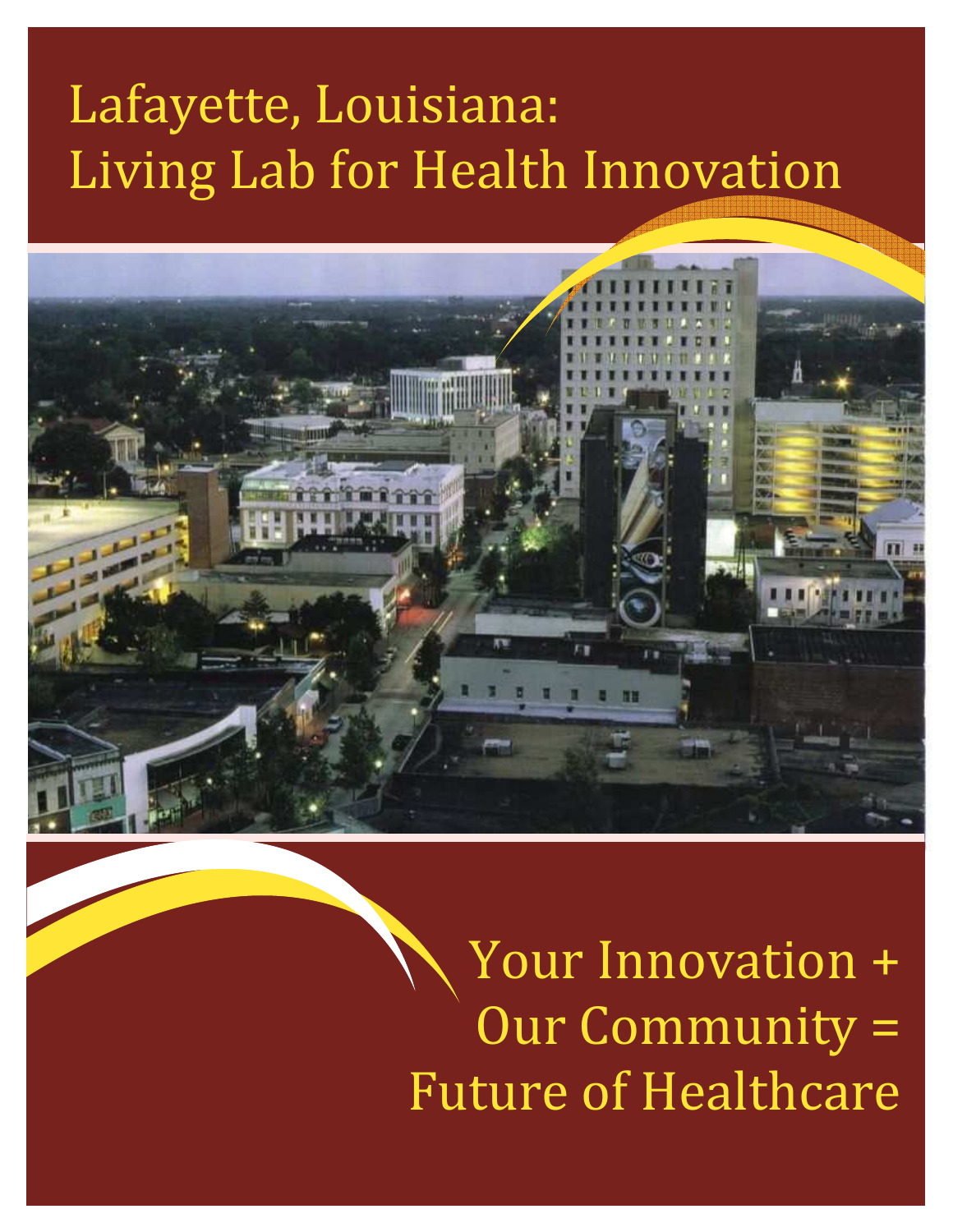# Lafayette, Louisiana: Living Lab for Health Innovation

Your Innovation + Our Community = Future of Healthcare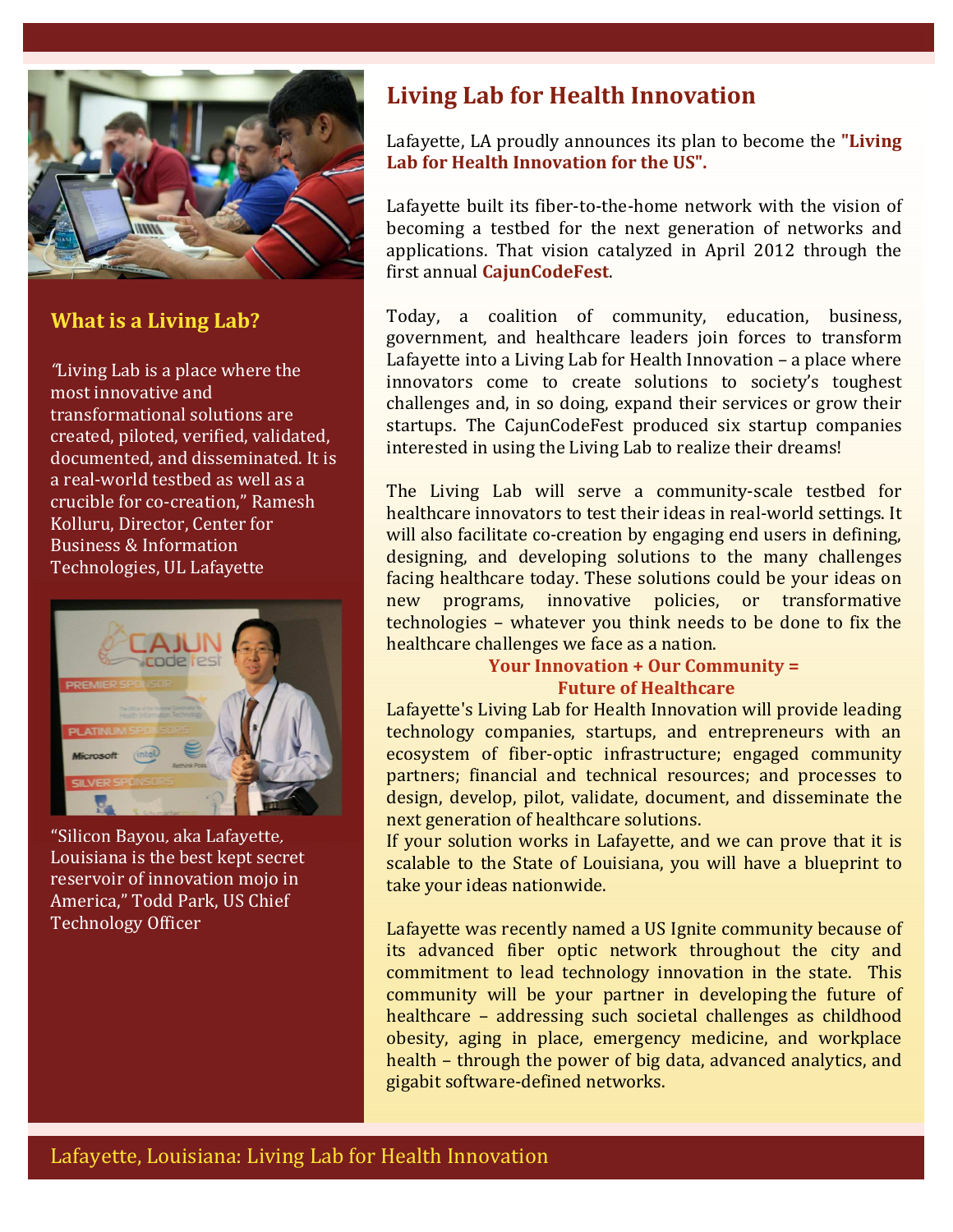## What is a Living Lab?

*"Living Lab is a place where the most innovative and transformational solutions are created, piloted, verified, validated, documented, and disseminated. It is a real-world testbed as well as a crucible for co-creation,"* Ramesh Kolluru, Director, Center for Business & Information Technologies, UL Lafayette

"Silicon Bayou, aka Lafayette, Louisiana is the best kept secret reservoir of innovation mojo in America," Todd Park, US Chief Technology Officer

# Living Lab for Health Innovation

Lafayette, LA proudly announces its plan to become the **"Living Lab for Health Innovation for the US".**

Lafayette built its fiber-to-the-home network with the vision of becoming a testbed for the next generation of networks and applications. That vision catalyzed in April 2012 through the first annual **CajunCodeFest**.

Today, a coalition of community, education, business, government, and healthcare leaders join forces to transform Lafayette into a Living Lab for Health Innovation – a place where innovators come to create solutions to society's toughest challenges and, in so doing, expand their services or grow their startups. The CajunCodeFest produced six startup companies interested in using the Living Lab to realize their dreams!

The Living Lab will serve a community-scale testbed for healthcare innovators to test their ideas in real-world settings. It will also facilitate co-creation by engaging end users in defining, designing, and developing solutions to the many challenges facing healthcare today. These solutions could be your ideas on new programs, innovative policies, or transformative technologies – whatever you think needs to be done to fix the healthcare challenges we face as a nation.

**Your Innovation + Our Community = Future of Healthcare**

Lafayette's Living Lab for Health Innovation will provide leading technology companies, startups, and entrepreneurs with an ecosystem of fiber-optic infrastructure; engaged community partners; financial and technical resources; and processes to design, develop, pilot, validate, document, and disseminate the next generation of healthcare solutions.

If your solution works in Lafayette, and we can prove that it is scalable to the State of Louisiana, you will have a blueprint to take your ideas nationwide.

Lafayette was recently named a US Ignite community because of its advanced fiber optic network throughout the city and commitment to lead technology innovation in the state. This community will be your partner in developing the future of healthcare – addressing such societal challenges as childhood obesity, aging in place, emergency medicine, and workplace health – through the power of big data, advanced analytics, and gigabit software-defined networks.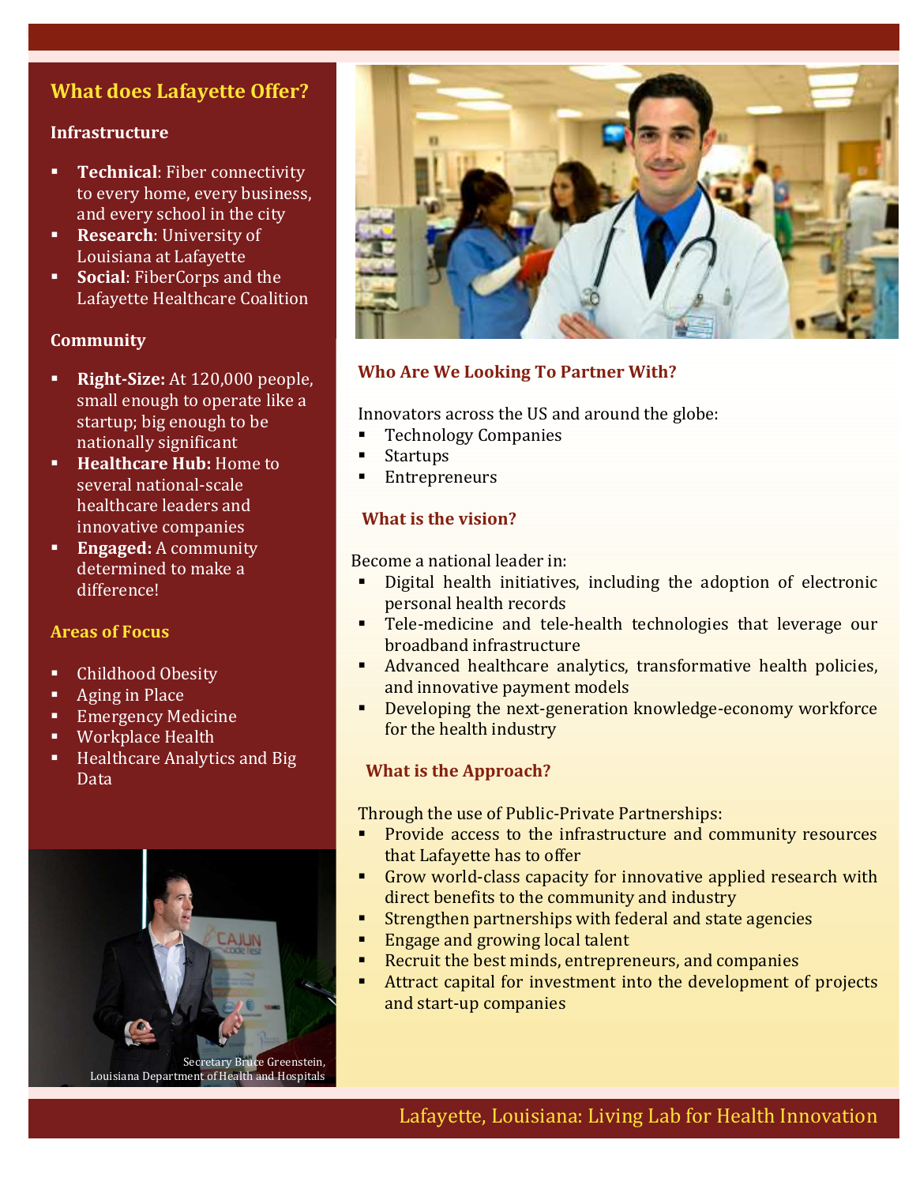## What does Lafayette Offer?

### Infrastructure

- **Technical**: Fiber connectivity to every home, every business, and every school in the city
- **Research**: University of Louisiana at Lafayette
- **Social**: FiberCorps and the Lafayette Healthcare Coalition

### Community

- **Right-Size:** At 120,000 people, small enough to operate like a startup; big enough to be nationally significant
- **Healthcare Hub:** Home to several national-scale healthcare leaders and innovative companies
- **Engaged:** A community determined to make a difference!

### Areas of Focus

- Childhood Obesity
- Aging in Place
- Emergency Medicine
- Workplace Health
- Healthcare Analytics and Big Data

Secretary Bruce Greenstein, Louisiana Department of Health and Hospitals

### Who Are We Looking To Partner With?

Innovators across the US and around the globe:

- Technology Companies
- Startups
- Entrepreneurs

### What is the vision?

Become a national leader in:

- Digital health initiatives, including the adoption of electronic personal health records
- Tele-medicine and tele-health technologies that leverage our broadband infrastructure
- Advanced healthcare analytics, transformative health policies, and innovative payment models
- Developing the next-generation knowledge-economy workforce for the health industry

### What is the Approach?

Through the use of Public-Private Partnerships:

- Provide access to the infrastructure and community resources that Lafayette has to offer
- Grow world-class capacity for innovative applied research with direct benefits to the community and industry
- Strengthen partnerships with federal and state agencies
- Engage and growing local talent
- Recruit the best minds, entrepreneurs, and companies
- Attract capital for investment into the development of projects and start-up companies

Lafayette, Louisiana: Living Lab for Health Innovation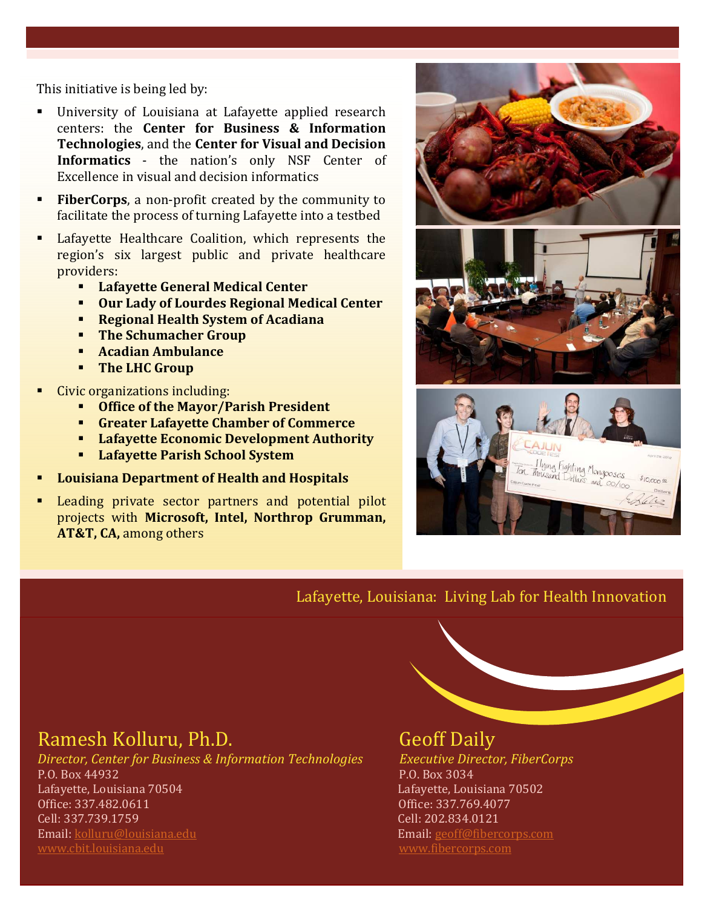This initiative is being led by:

- University of Louisiana at Lafayette applied research centers: the **Center for Business & Information Technologies**, and the **Center for Visual and Decision Informatics** - the nation's only NSF Center of Excellence in visual and decision informatics
- **FiberCorps**, a non-profit created by the community to facilitate the process of turning Lafayette into a testbed
- Lafayette Healthcare Coalition, which represents the region's six largest public and private healthcare providers:
  - **Lafayette General Medical Center**
  - **Our Lady of Lourdes Regional Medical Center**
  - **Regional Health System of Acadiana**
  - **The Schumacher Group**
  - **Acadian Ambulance**
  - **The LHC Group**
- Civic organizations including:
  - **Office of the Mayor/Parish President**
  - **Greater Lafayette Chamber of Commerce**
  - **Lafayette Economic Development Authority**
  - **Lafayette Parish School System**
- **Louisiana Department of Health and Hospitals**
- Leading private sector partners and potential pilot projects with **Microsoft, Intel, Northrop Grumman, AT&T, CA,** among others

Lafayette, Louisiana: Living Lab for Health Innovation

## Ramesh Kolluru, Ph.D.

*Director, Center for Business & Information Technologies*
P.O. Box 44932
Lafayette, Louisiana 70504
Office: 337.482.0611
Cell: 337.739.1759
Email: kolluru@louisiana.edu
www.cbit.louisiana.edu

## Geoff Daily

*Executive Director, FiberCorps*
P.O. Box 3034
Lafayette, Louisiana 70502
Office: 337.769.4077
Cell: 202.834.0121
Email: geoff@fibercorps.com
www.fibercorps.com